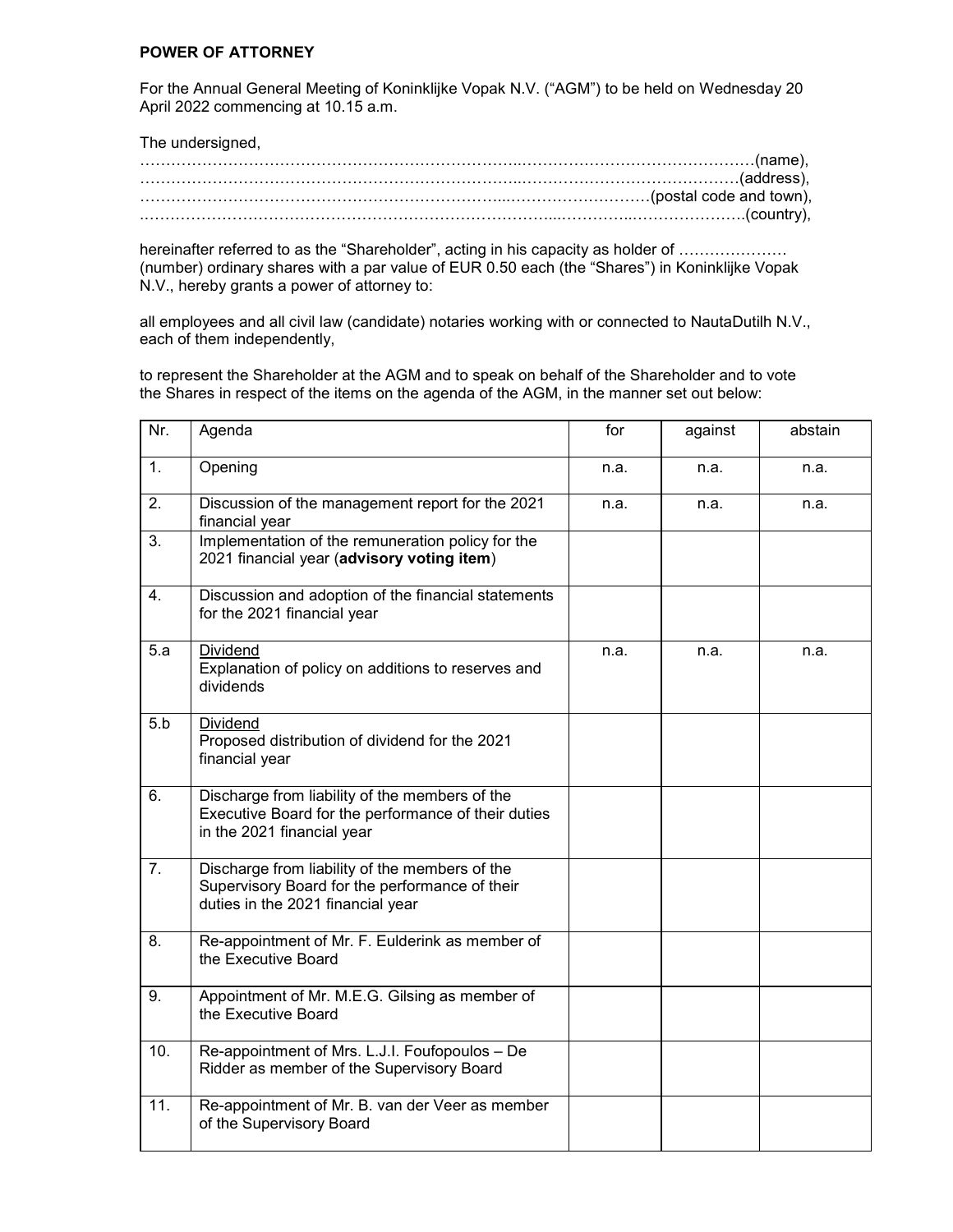**POWER OF ATTORNEY**

For the Annual General Meeting of Koninklijke Vopak N.V. ("AGM") to be held on Wednesday 20 April 2022 commencing at 10.15 a.m.

The undersigned,

……………………………………………………………………………………………………………(name),
……………………………………………………………………………………………………………(address),
……………………………………………………………………………………………(postal code and town),
……………………………………………………………………………………………………………(country),

hereinafter referred to as the "Shareholder", acting in his capacity as holder of ………………… (number) ordinary shares with a par value of EUR 0.50 each (the "Shares") in Koninklijke Vopak N.V., hereby grants a power of attorney to:

all employees and all civil law (candidate) notaries working with or connected to NautaDutilh N.V., each of them independently,

to represent the Shareholder at the AGM and to speak on behalf of the Shareholder and to vote the Shares in respect of the items on the agenda of the AGM, in the manner set out below:

| Nr. | Agenda | for | against | abstain |
|---|---|---|---|---|
| 1. | Opening | n.a. | n.a. | n.a. |
| 2. | Discussion of the management report for the 2021 financial year | n.a. | n.a. | n.a. |
| 3. | Implementation of the remuneration policy for the 2021 financial year (**advisory voting item**) | | | |
| 4. | Discussion and adoption of the financial statements for the 2021 financial year | | | |
| 5.a | Dividend<br>Explanation of policy on additions to reserves and dividends | n.a. | n.a. | n.a. |
| 5.b | Dividend<br>Proposed distribution of dividend for the 2021 financial year | | | |
| 6. | Discharge from liability of the members of the Executive Board for the performance of their duties in the 2021 financial year | | | |
| 7. | Discharge from liability of the members of the Supervisory Board for the performance of their duties in the 2021 financial year | | | |
| 8. | Re-appointment of Mr. F. Eulderink as member of the Executive Board | | | |
| 9. | Appointment of Mr. M.E.G. Gilsing as member of the Executive Board | | | |
| 10. | Re-appointment of Mrs. L.J.I. Foufopoulos – De Ridder as member of the Supervisory Board | | | |
| 11. | Re-appointment of Mr. B. van der Veer as member of the Supervisory Board | | | |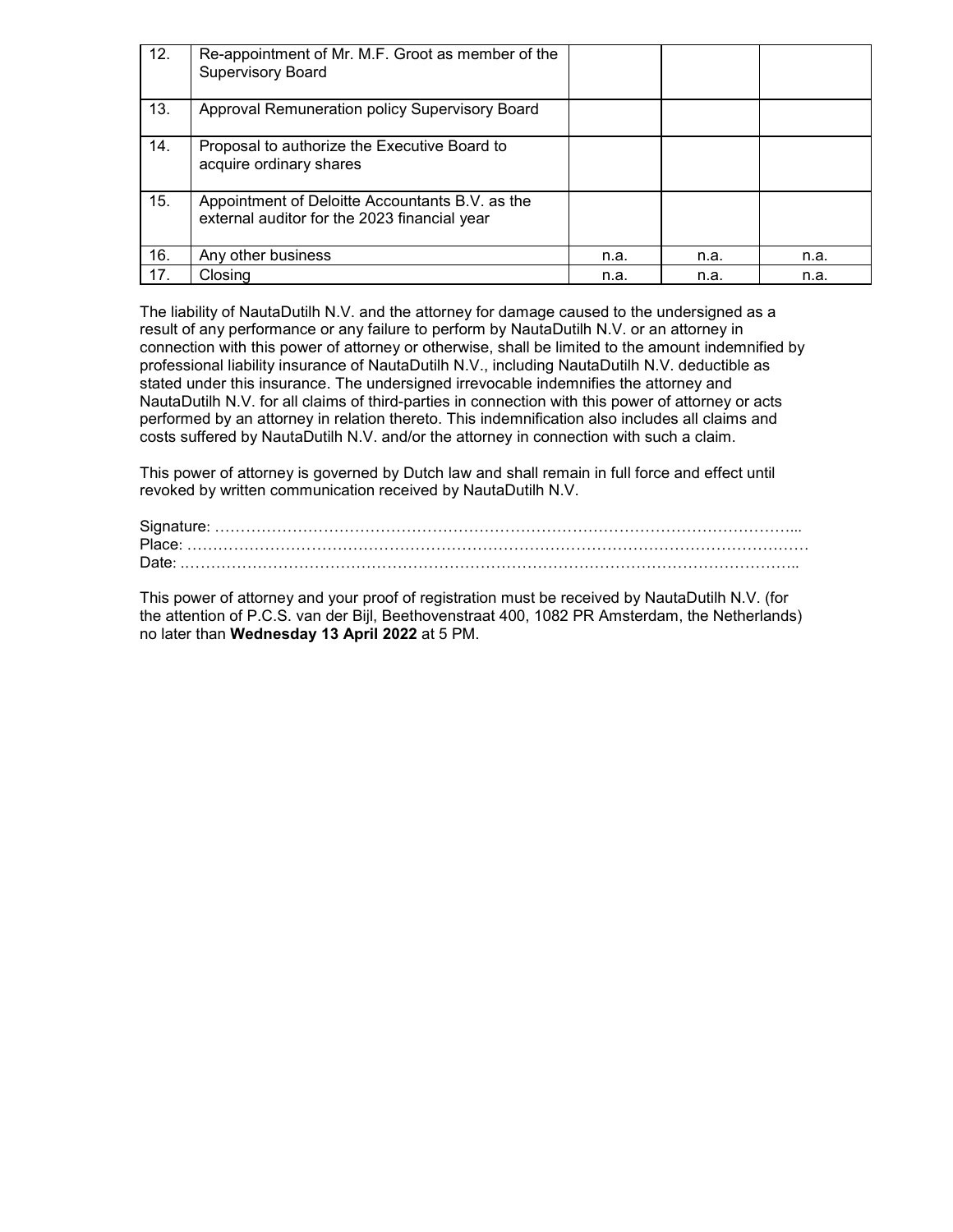| | | | | |
|---|---|---|---|---|
| 12. | Re-appointment of Mr. M.F. Groot as member of the Supervisory Board | | | |
| 13. | Approval Remuneration policy Supervisory Board | | | |
| 14. | Proposal to authorize the Executive Board to acquire ordinary shares | | | |
| 15. | Appointment of Deloitte Accountants B.V. as the external auditor for the 2023 financial year | | | |
| 16. | Any other business | n.a. | n.a. | n.a. |
| 17. | Closing | n.a. | n.a. | n.a. |

The liability of NautaDutilh N.V. and the attorney for damage caused to the undersigned as a result of any performance or any failure to perform by NautaDutilh N.V. or an attorney in connection with this power of attorney or otherwise, shall be limited to the amount indemnified by professional liability insurance of NautaDutilh N.V., including NautaDutilh N.V. deductible as stated under this insurance. The undersigned irrevocable indemnifies the attorney and NautaDutilh N.V. for all claims of third-parties in connection with this power of attorney or acts performed by an attorney in relation thereto. This indemnification also includes all claims and costs suffered by NautaDutilh N.V. and/or the attorney in connection with such a claim.

This power of attorney is governed by Dutch law and shall remain in full force and effect until revoked by written communication received by NautaDutilh N.V.

Signature: …………………………………………………………………………………………………...
Place: …………………………………………………………………………………………………………
Date: .………………………………………………………………………………………………………..

This power of attorney and your proof of registration must be received by NautaDutilh N.V. (for the attention of P.C.S. van der Bijl, Beethovenstraat 400, 1082 PR Amsterdam, the Netherlands) no later than **Wednesday 13 April 2022** at 5 PM.